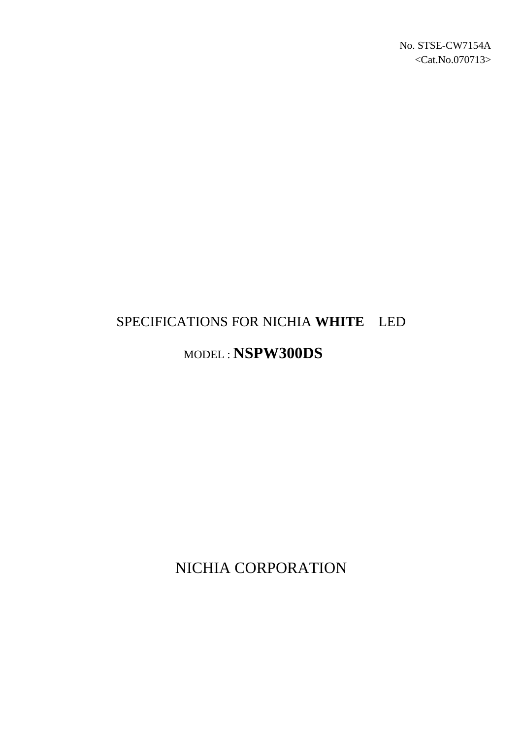No. STSE-CW7154A

<Cat.No.070713>

# SPECIFICATIONS FOR NICHIA **WHITE** LED

## MODEL : **NSPW300DS**

NICHIA CORPORATION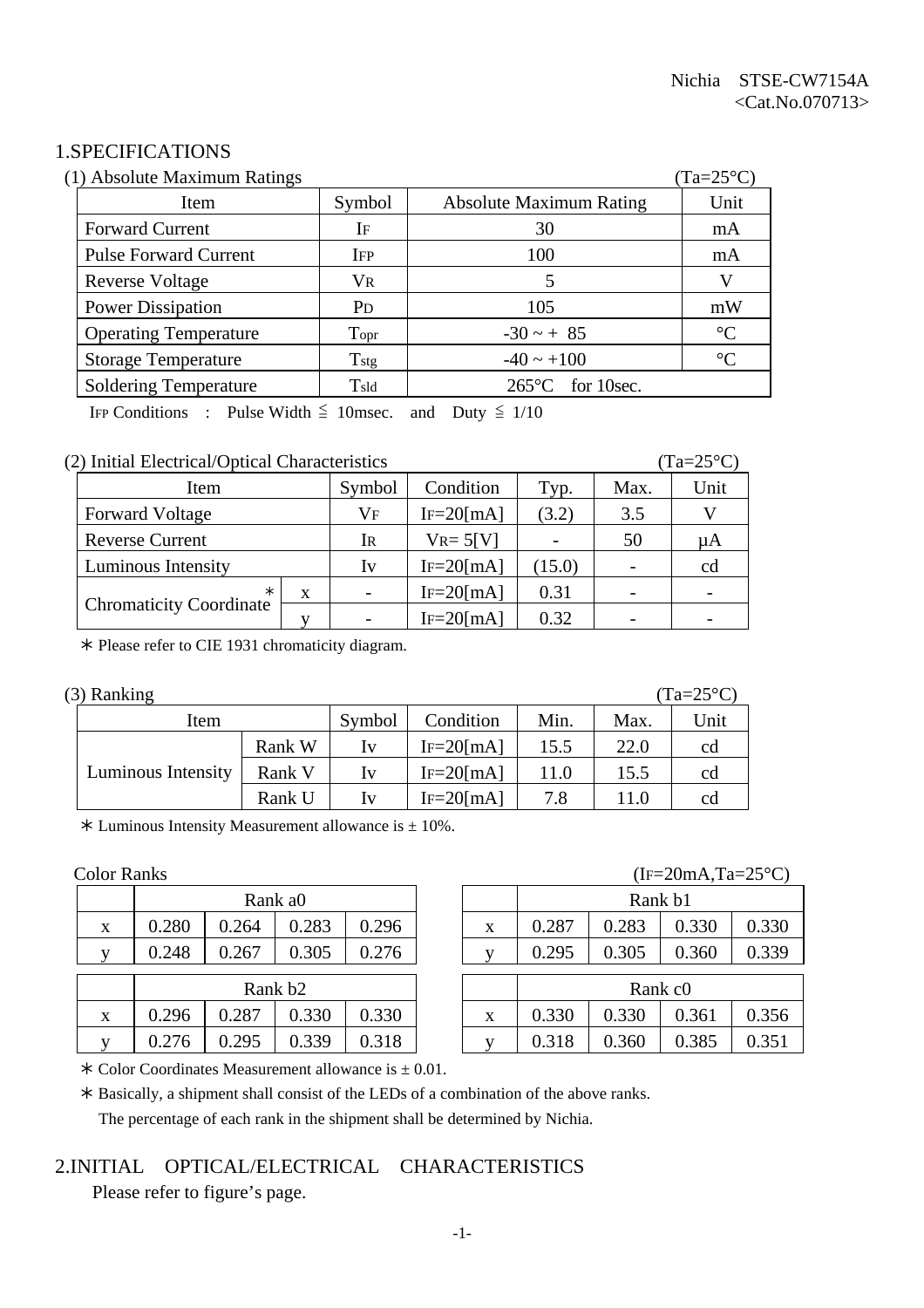Nichia STSE-CW7154A
<Cat.No.070713>

## 1.SPECIFICATIONS

(1) Absolute Maximum Ratings (Ta=25°C)

| Item | Symbol | Absolute Maximum Rating | Unit |
|---|---|---|---|
| Forward Current | $I_F$ | 30 | mA |
| Pulse Forward Current | $I_{FP}$ | 100 | mA |
| Reverse Voltage | $V_R$ | 5 | V |
| Power Dissipation | $P_D$ | 105 | mW |
| Operating Temperature | $T_{opr}$ | -30 ~ + 85 | °C |
| Storage Temperature | $T_{stg}$ | -40 ~ +100 | °C |
| Soldering Temperature | $T_{sld}$ | 265°C for 10sec. | |

$I_{FP}$ Conditions : Pulse Width ≦ 10msec. and Duty ≦ 1/10

(2) Initial Electrical/Optical Characteristics (Ta=25°C)

| Item | | Symbol | Condition | Typ. | Max. | Unit |
|---|---|---|---|---|---|---|
| Forward Voltage | | $V_F$ | $I_F$=20[mA] | (3.2) | 3.5 | V |
| Reverse Current | | $I_R$ | $V_R$= 5[V] | - | 50 | μA |
| Luminous Intensity | | Iv | $I_F$=20[mA] | (15.0) | - | cd |
| Chromaticity Coordinate ＊ | x | - | $I_F$=20[mA] | 0.31 | - | - |
| | y | - | $I_F$=20[mA] | 0.32 | - | - |

＊ Please refer to CIE 1931 chromaticity diagram.

(3) Ranking (Ta=25°C)

| Item | | Symbol | Condition | Min. | Max. | Unit |
|---|---|---|---|---|---|---|
| Luminous Intensity | Rank W | Iv | $I_F$=20[mA] | 15.5 | 22.0 | cd |
| | Rank V | Iv | $I_F$=20[mA] | 11.0 | 15.5 | cd |
| | Rank U | Iv | $I_F$=20[mA] | 7.8 | 11.0 | cd |

＊ Luminous Intensity Measurement allowance is ± 10%.

Color Ranks ($I_F$=20mA,Ta=25°C)

| | Rank a0 | | | |
|---|---|---|---|---|
| x | 0.280 | 0.264 | 0.283 | 0.296 |
| y | 0.248 | 0.267 | 0.305 | 0.276 |

| | Rank b1 | | | |
|---|---|---|---|---|
| x | 0.287 | 0.283 | 0.330 | 0.330 |
| y | 0.295 | 0.305 | 0.360 | 0.339 |

| | Rank b2 | | | |
|---|---|---|---|---|
| x | 0.296 | 0.287 | 0.330 | 0.330 |
| y | 0.276 | 0.295 | 0.339 | 0.318 |

| | Rank c0 | | | |
|---|---|---|---|---|
| x | 0.330 | 0.330 | 0.361 | 0.356 |
| y | 0.318 | 0.360 | 0.385 | 0.351 |

＊ Color Coordinates Measurement allowance is ± 0.01.

＊ Basically, a shipment shall consist of the LEDs of a combination of the above ranks.
The percentage of each rank in the shipment shall be determined by Nichia.

## 2.INITIAL OPTICAL/ELECTRICAL CHARACTERISTICS

Please refer to figure's page.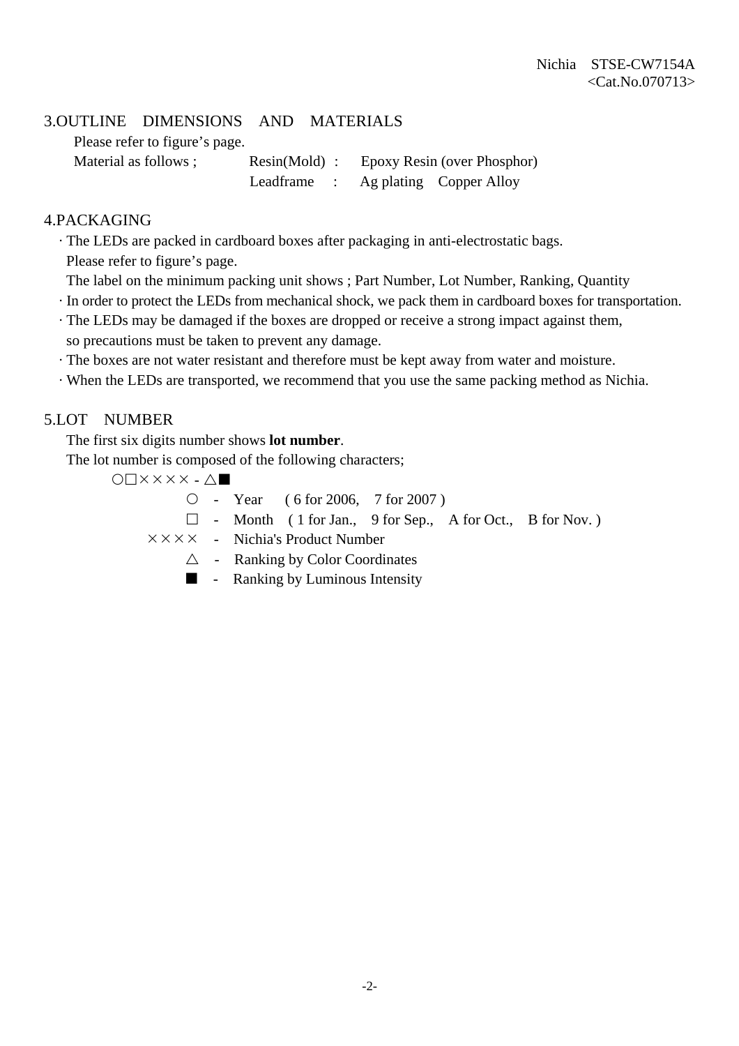## 3.OUTLINE DIMENSIONS AND MATERIALS

Please refer to figure's page.

Material as follows ;

| | | |
|---|---|---|
| Resin(Mold) | : | Epoxy Resin (over Phosphor) |
| Leadframe | : | Ag plating Copper Alloy |

## 4.PACKAGING

- The LEDs are packed in cardboard boxes after packaging in anti-electrostatic bags.
  Please refer to figure's page.
  The label on the minimum packing unit shows ; Part Number, Lot Number, Ranking, Quantity
- In order to protect the LEDs from mechanical shock, we pack them in cardboard boxes for transportation.
- The LEDs may be damaged if the boxes are dropped or receive a strong impact against them, so precautions must be taken to prevent any damage.
- The boxes are not water resistant and therefore must be kept away from water and moisture.
- When the LEDs are transported, we recommend that you use the same packing method as Nichia.

## 5.LOT NUMBER

The first six digits number shows **lot number**.

The lot number is composed of the following characters;

○□×××× - △■

- ○ - Year ( 6 for 2006, 7 for 2007 )
- □ - Month ( 1 for Jan., 9 for Sep., A for Oct., B for Nov. )
- ×××× - Nichia's Product Number
- △ - Ranking by Color Coordinates
- ■ - Ranking by Luminous Intensity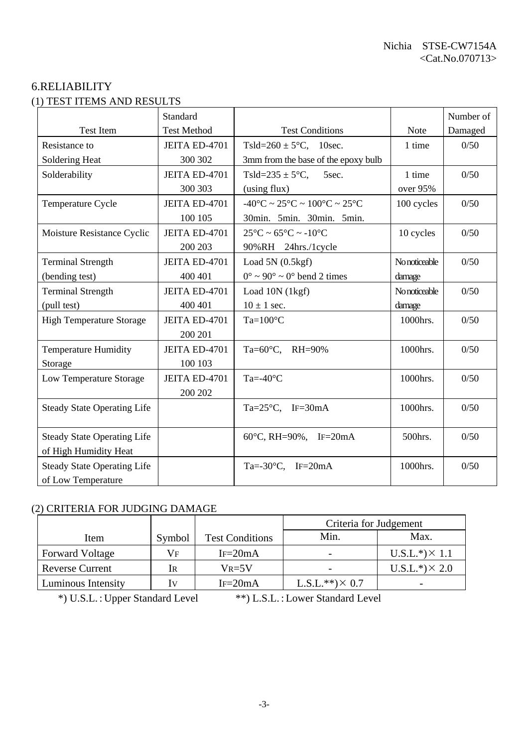## 6.RELIABILITY

### (1) TEST ITEMS AND RESULTS

| Test Item | Standard Test Method | Test Conditions | Note | Number of Damaged |
|---|---|---|---|---|
| Resistance to Soldering Heat | JEITA ED-4701 300 302 | Tsld=260 ± 5°C, 10sec. 3mm from the base of the epoxy bulb | 1 time | 0/50 |
| Solderability | JEITA ED-4701 300 303 | Tsld=235 ± 5°C, 5sec. (using flux) | 1 time over 95% | 0/50 |
| Temperature Cycle | JEITA ED-4701 100 105 | -40°C ~ 25°C ~ 100°C ~ 25°C 30min. 5min. 30min. 5min. | 100 cycles | 0/50 |
| Moisture Resistance Cyclic | JEITA ED-4701 200 203 | 25°C ~ 65°C ~ -10°C 90%RH 24hrs./1cycle | 10 cycles | 0/50 |
| Terminal Strength (bending test) | JEITA ED-4701 400 401 | Load 5N (0.5kgf) 0° ~ 90° ~ 0° bend 2 times | No noticeable damage | 0/50 |
| Terminal Strength (pull test) | JEITA ED-4701 400 401 | Load 10N (1kgf) 10 ± 1 sec. | No noticeable damage | 0/50 |
| High Temperature Storage | JEITA ED-4701 200 201 | Ta=100°C | 1000hrs. | 0/50 |
| Temperature Humidity Storage | JEITA ED-4701 100 103 | Ta=60°C, RH=90% | 1000hrs. | 0/50 |
| Low Temperature Storage | JEITA ED-4701 200 202 | Ta=-40°C | 1000hrs. | 0/50 |
| Steady State Operating Life | | Ta=25°C, $I_F$=30mA | 1000hrs. | 0/50 |
| Steady State Operating Life of High Humidity Heat | | 60°C, RH=90%, $I_F$=20mA | 500hrs. | 0/50 |
| Steady State Operating Life of Low Temperature | | Ta=-30°C, $I_F$=20mA | 1000hrs. | 0/50 |

### (2) CRITERIA FOR JUDGING DAMAGE

| Item | Symbol | Test Conditions | Criteria for Judgement | |
|---|---|---|---|---|
| | | | Min. | Max. |
| Forward Voltage | $V_F$ | $I_F$=20mA | - | U.S.L.*)× 1.1 |
| Reverse Current | $I_R$ | $V_R$=5V | - | U.S.L.*)× 2.0 |
| Luminous Intensity | $I_V$ | $I_F$=20mA | L.S.L.**)× 0.7 | - |

*) U.S.L. : Upper Standard Level　　**) L.S.L. : Lower Standard Level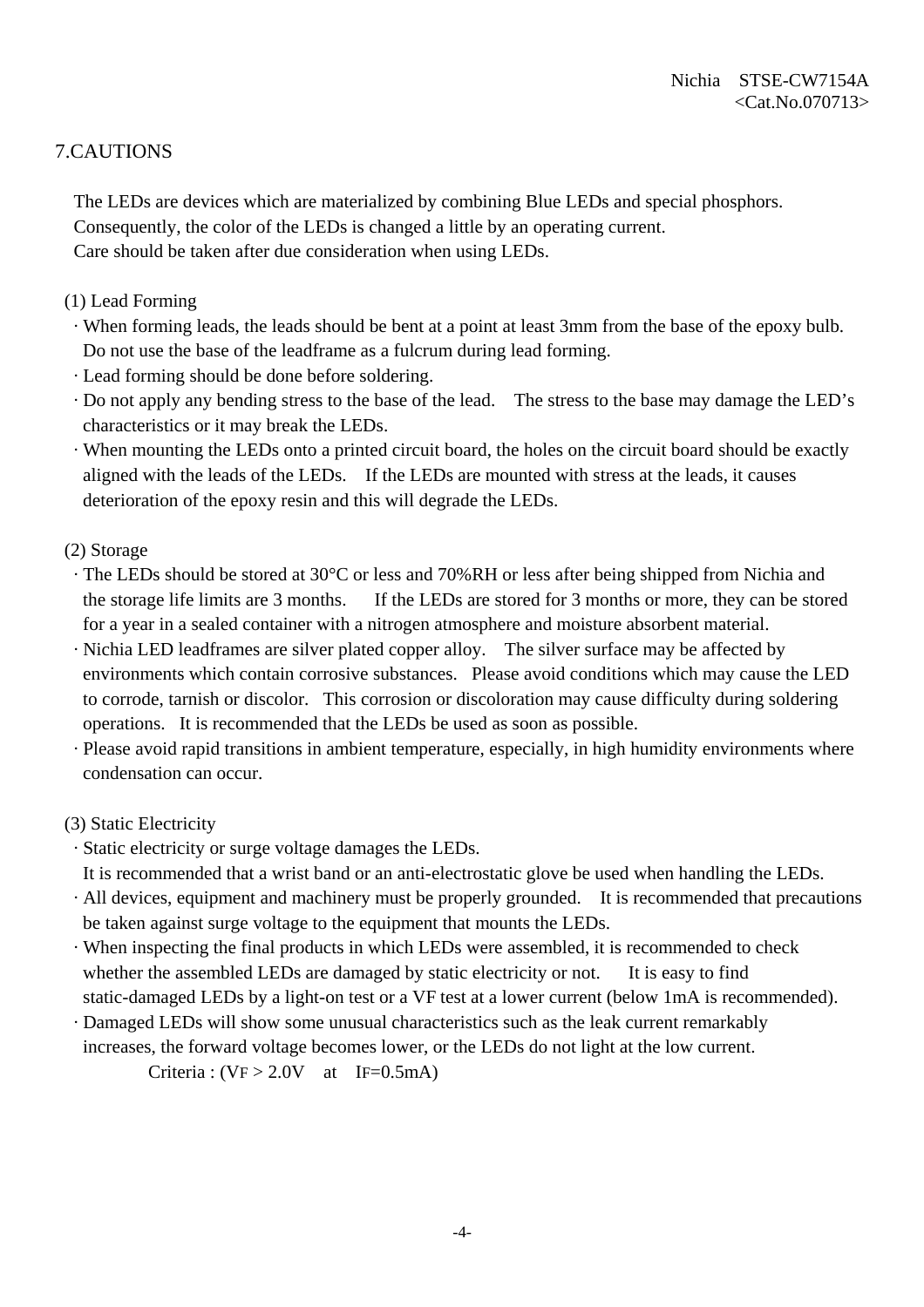## 7.CAUTIONS

The LEDs are devices which are materialized by combining Blue LEDs and special phosphors.
Consequently, the color of the LEDs is changed a little by an operating current.
Care should be taken after due consideration when using LEDs.

(1) Lead Forming

- When forming leads, the leads should be bent at a point at least 3mm from the base of the epoxy bulb. Do not use the base of the leadframe as a fulcrum during lead forming.
- Lead forming should be done before soldering.
- Do not apply any bending stress to the base of the lead. The stress to the base may damage the LED's characteristics or it may break the LEDs.
- When mounting the LEDs onto a printed circuit board, the holes on the circuit board should be exactly aligned with the leads of the LEDs. If the LEDs are mounted with stress at the leads, it causes deterioration of the epoxy resin and this will degrade the LEDs.

(2) Storage

- The LEDs should be stored at 30°C or less and 70%RH or less after being shipped from Nichia and the storage life limits are 3 months. If the LEDs are stored for 3 months or more, they can be stored for a year in a sealed container with a nitrogen atmosphere and moisture absorbent material.
- Nichia LED leadframes are silver plated copper alloy. The silver surface may be affected by environments which contain corrosive substances. Please avoid conditions which may cause the LED to corrode, tarnish or discolor. This corrosion or discoloration may cause difficulty during soldering operations. It is recommended that the LEDs be used as soon as possible.
- Please avoid rapid transitions in ambient temperature, especially, in high humidity environments where condensation can occur.

(3) Static Electricity

- Static electricity or surge voltage damages the LEDs.
  It is recommended that a wrist band or an anti-electrostatic glove be used when handling the LEDs.
- All devices, equipment and machinery must be properly grounded. It is recommended that precautions be taken against surge voltage to the equipment that mounts the LEDs.
- When inspecting the final products in which LEDs were assembled, it is recommended to check whether the assembled LEDs are damaged by static electricity or not. It is easy to find static-damaged LEDs by a light-on test or a VF test at a lower current (below 1mA is recommended).
- Damaged LEDs will show some unusual characteristics such as the leak current remarkably increases, the forward voltage becomes lower, or the LEDs do not light at the low current.

  Criteria : ($V_F$ > 2.0V at $I_F$=0.5mA)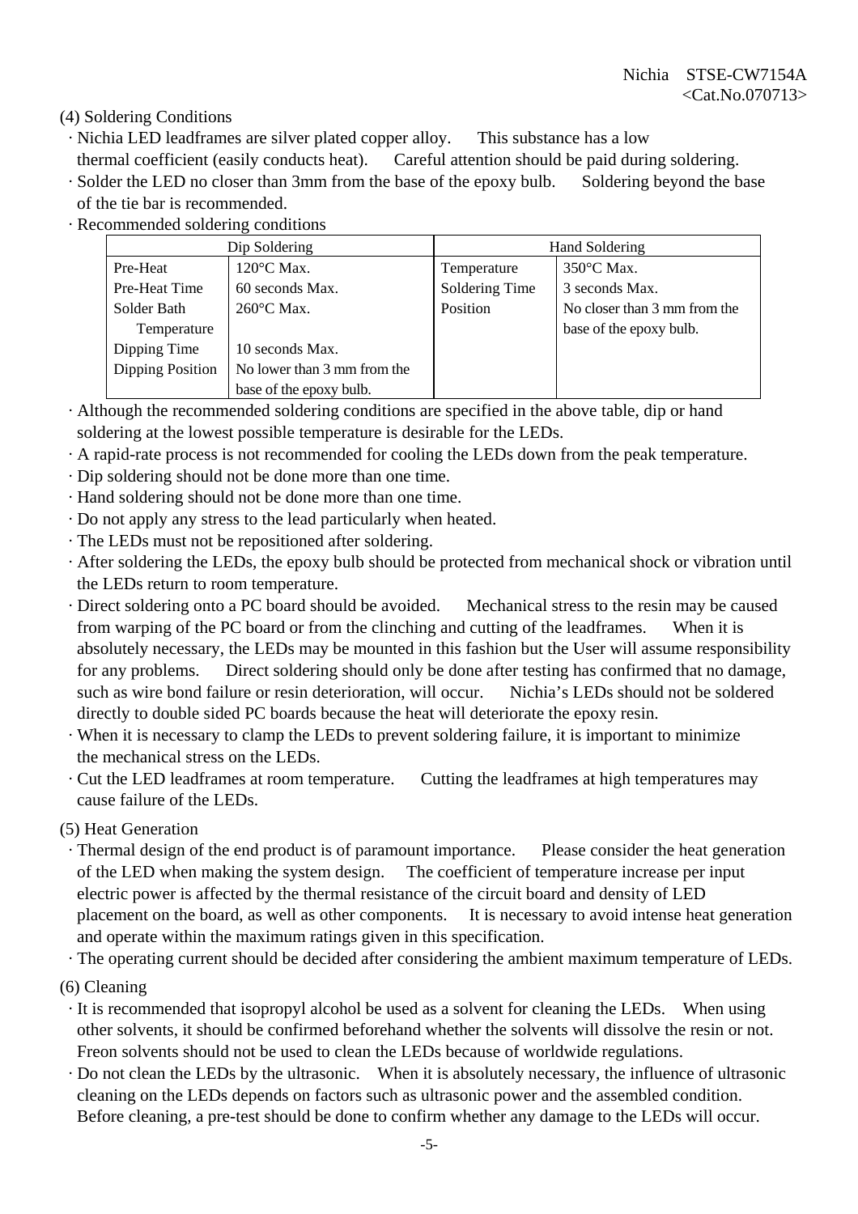(4) Soldering Conditions

- Nichia LED leadframes are silver plated copper alloy. This substance has a low thermal coefficient (easily conducts heat). Careful attention should be paid during soldering.
- Solder the LED no closer than 3mm from the base of the epoxy bulb. Soldering beyond the base of the tie bar is recommended.
- Recommended soldering conditions

| Dip Soldering | | Hand Soldering | |
|---|---|---|---|
| Pre-Heat | 120°C Max. | Temperature | 350°C Max. |
| Pre-Heat Time | 60 seconds Max. | Soldering Time | 3 seconds Max. |
| Solder Bath Temperature | 260°C Max. | Position | No closer than 3 mm from the base of the epoxy bulb. |
| Dipping Time | 10 seconds Max. | | |
| Dipping Position | No lower than 3 mm from the base of the epoxy bulb. | | |

- Although the recommended soldering conditions are specified in the above table, dip or hand soldering at the lowest possible temperature is desirable for the LEDs.
- A rapid-rate process is not recommended for cooling the LEDs down from the peak temperature.
- Dip soldering should not be done more than one time.
- Hand soldering should not be done more than one time.
- Do not apply any stress to the lead particularly when heated.
- The LEDs must not be repositioned after soldering.
- After soldering the LEDs, the epoxy bulb should be protected from mechanical shock or vibration until the LEDs return to room temperature.
- Direct soldering onto a PC board should be avoided. Mechanical stress to the resin may be caused from warping of the PC board or from the clinching and cutting of the leadframes. When it is absolutely necessary, the LEDs may be mounted in this fashion but the User will assume responsibility for any problems. Direct soldering should only be done after testing has confirmed that no damage, such as wire bond failure or resin deterioration, will occur. Nichia's LEDs should not be soldered directly to double sided PC boards because the heat will deteriorate the epoxy resin.
- When it is necessary to clamp the LEDs to prevent soldering failure, it is important to minimize the mechanical stress on the LEDs.
- Cut the LED leadframes at room temperature. Cutting the leadframes at high temperatures may cause failure of the LEDs.

(5) Heat Generation

- Thermal design of the end product is of paramount importance. Please consider the heat generation of the LED when making the system design. The coefficient of temperature increase per input electric power is affected by the thermal resistance of the circuit board and density of LED placement on the board, as well as other components. It is necessary to avoid intense heat generation and operate within the maximum ratings given in this specification.
- The operating current should be decided after considering the ambient maximum temperature of LEDs.

(6) Cleaning

- It is recommended that isopropyl alcohol be used as a solvent for cleaning the LEDs. When using other solvents, it should be confirmed beforehand whether the solvents will dissolve the resin or not. Freon solvents should not be used to clean the LEDs because of worldwide regulations.
- Do not clean the LEDs by the ultrasonic. When it is absolutely necessary, the influence of ultrasonic cleaning on the LEDs depends on factors such as ultrasonic power and the assembled condition. Before cleaning, a pre-test should be done to confirm whether any damage to the LEDs will occur.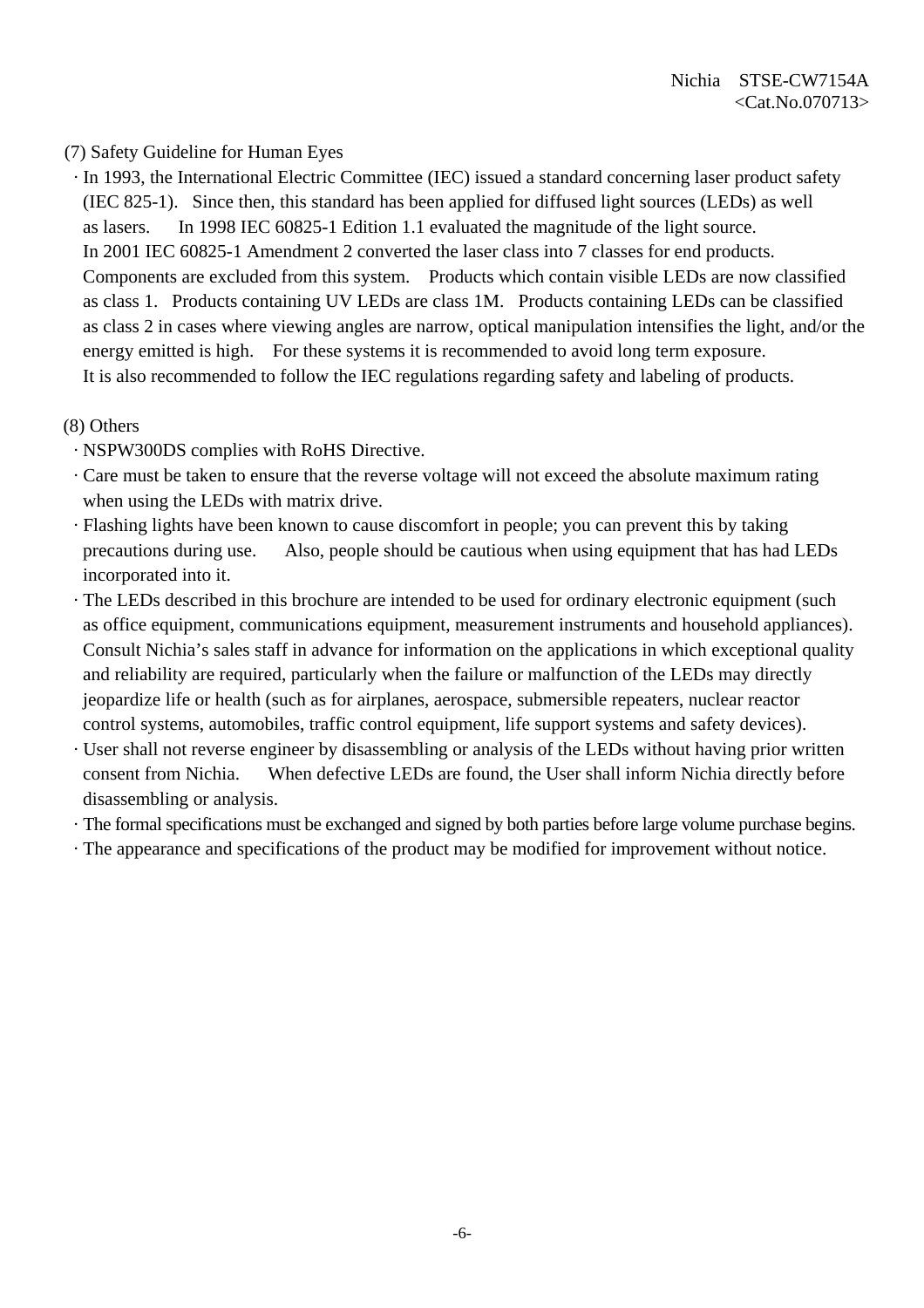(7) Safety Guideline for Human Eyes

- In 1993, the International Electric Committee (IEC) issued a standard concerning laser product safety (IEC 825-1). Since then, this standard has been applied for diffused light sources (LEDs) as well as lasers. In 1998 IEC 60825-1 Edition 1.1 evaluated the magnitude of the light source. In 2001 IEC 60825-1 Amendment 2 converted the laser class into 7 classes for end products. Components are excluded from this system. Products which contain visible LEDs are now classified as class 1. Products containing UV LEDs are class 1M. Products containing LEDs can be classified as class 2 in cases where viewing angles are narrow, optical manipulation intensifies the light, and/or the energy emitted is high. For these systems it is recommended to avoid long term exposure. It is also recommended to follow the IEC regulations regarding safety and labeling of products.

(8) Others

- NSPW300DS complies with RoHS Directive.
- Care must be taken to ensure that the reverse voltage will not exceed the absolute maximum rating when using the LEDs with matrix drive.
- Flashing lights have been known to cause discomfort in people; you can prevent this by taking precautions during use. Also, people should be cautious when using equipment that has had LEDs incorporated into it.
- The LEDs described in this brochure are intended to be used for ordinary electronic equipment (such as office equipment, communications equipment, measurement instruments and household appliances). Consult Nichia's sales staff in advance for information on the applications in which exceptional quality and reliability are required, particularly when the failure or malfunction of the LEDs may directly jeopardize life or health (such as for airplanes, aerospace, submersible repeaters, nuclear reactor control systems, automobiles, traffic control equipment, life support systems and safety devices).
- User shall not reverse engineer by disassembling or analysis of the LEDs without having prior written consent from Nichia. When defective LEDs are found, the User shall inform Nichia directly before disassembling or analysis.
- The formal specifications must be exchanged and signed by both parties before large volume purchase begins.
- The appearance and specifications of the product may be modified for improvement without notice.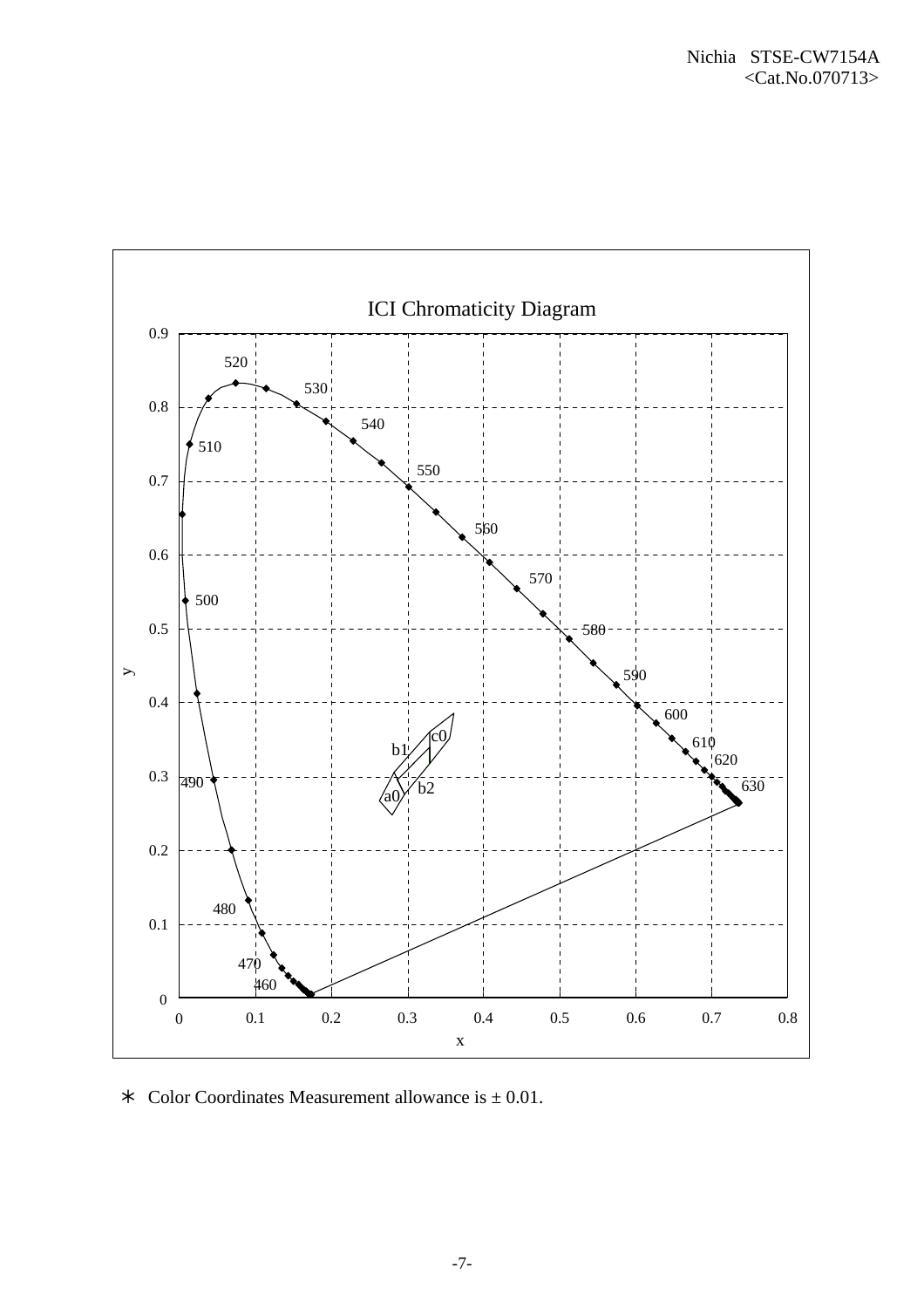ICI Chromaticity Diagram

∗ Color Coordinates Measurement allowance is ± 0.01.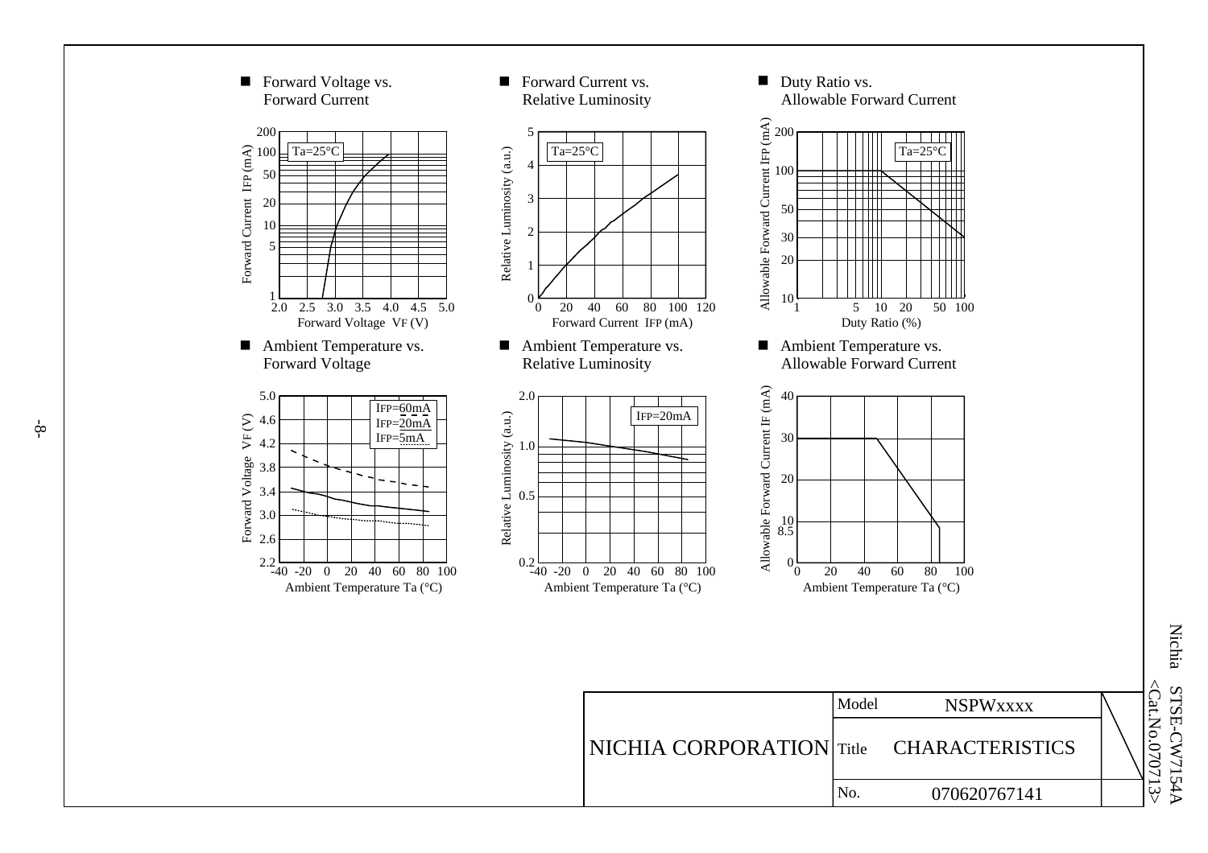■ Forward Voltage vs. Forward Current

Ta=25°C

Forward Current IFP (mA)

Forward Voltage VF (V)

■ Forward Current vs. Relative Luminosity

Ta=25°C

Relative Luminosity (a.u.)

Forward Current IFP (mA)

■ Duty Ratio vs. Allowable Forward Current

Ta=25°C

Allowable Forward Current IFP (mA)

Duty Ratio (%)

■ Ambient Temperature vs. Forward Voltage

IFP=60mA
IFP=20mA
IFP=5mA

Forward Voltage VF (V)

Ambient Temperature Ta (°C)

■ Ambient Temperature vs. Relative Luminosity

IFP=20mA

Relative Luminosity (a.u.)

Ambient Temperature Ta (°C)

■ Ambient Temperature vs. Allowable Forward Current

Allowable Forward Current IF (mA)

Ambient Temperature Ta (°C)

| NICHIA CORPORATION | Model | NSPWxxxx |
|---|---|---|
| | Title | CHARACTERISTICS |
| | No. | 070620767141 |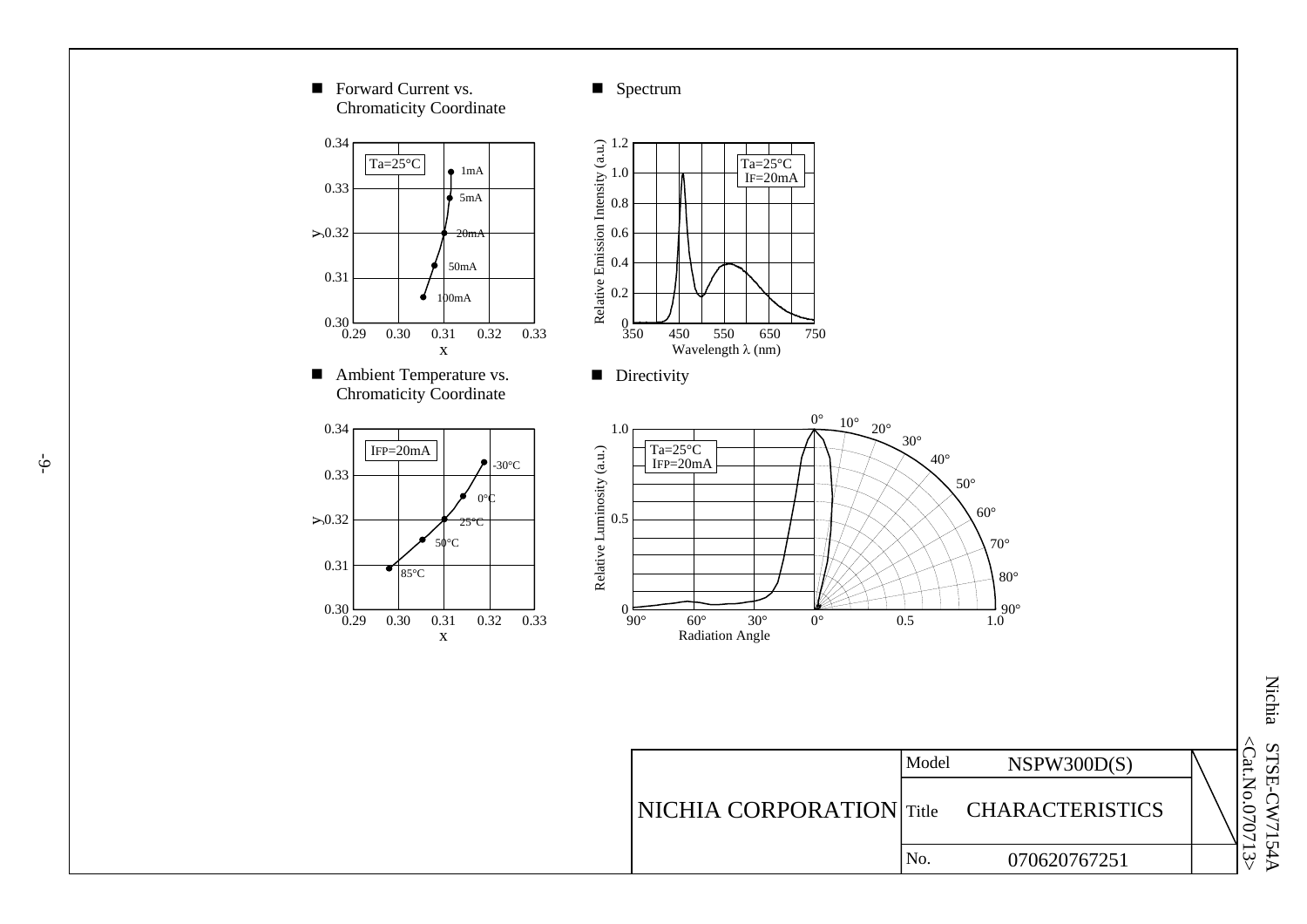■ Forward Current vs. Chromaticity Coordinate

Ta=25°C

| Forward Current | x | y |
|---|---|---|
| 1mA | | |
| 5mA | | |
| 20mA | | |
| 50mA | | |
| 100mA | | |

■ Spectrum

Ta=25°C
IF=20mA

Relative Emission Intensity (a.u.)
Wavelength λ (nm)

■ Ambient Temperature vs. Chromaticity Coordinate

IFP=20mA

-30°C, 0°C, 25°C, 50°C, 85°C

■ Directivity

Ta=25°C
IFP=20mA

Relative Luminosity (a.u.)
Radiation Angle

| NICHIA CORPORATION | Model | NSPW300D(S) |
|---|---|---|
| | Title | CHARACTERISTICS |
| | No. | 070620767251 |

Nichia STSE-CW7154A
<Cat.No.070713>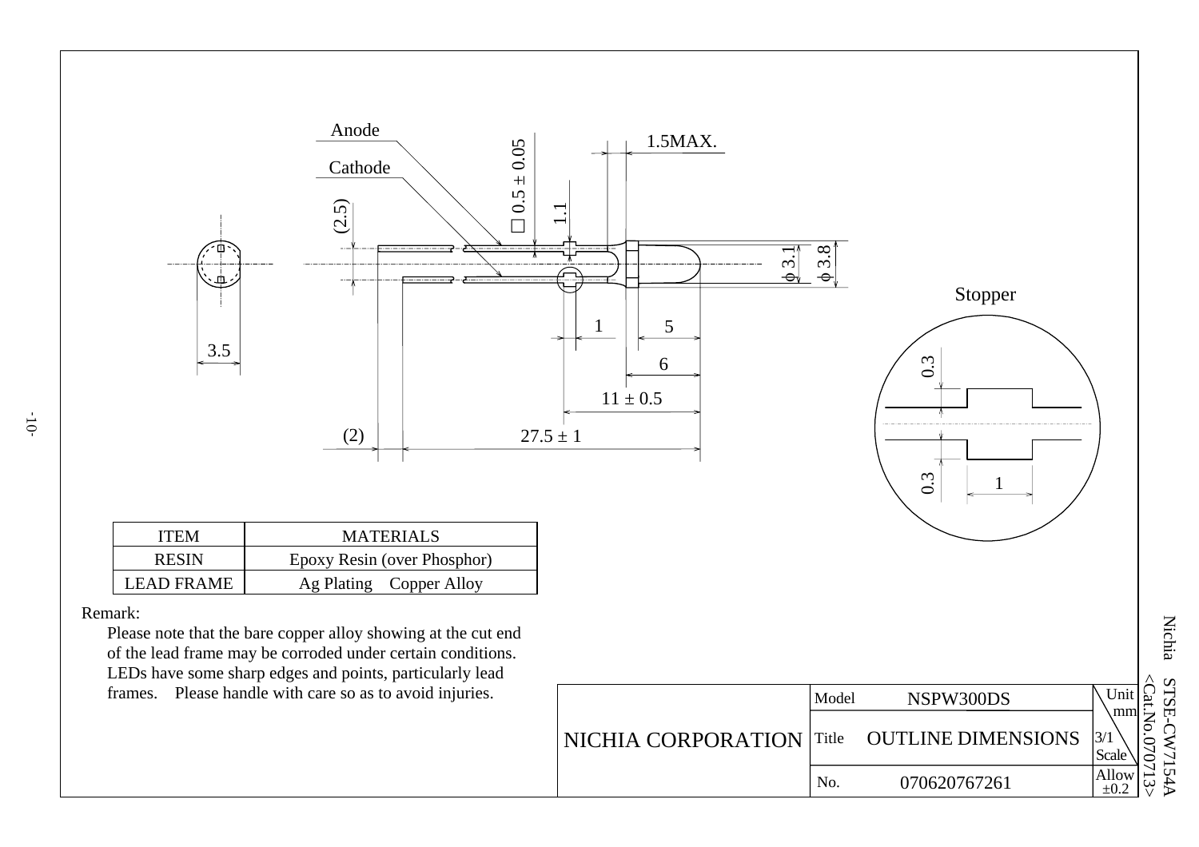Anode

Cathode

□ 0.5 ± 0.05

1.5MAX.

(2.5)

1.1

ϕ 3.1

ϕ 3.8

3.5

1

5

6

11 ± 0.5

(2)

27.5 ± 1

Stopper

0.3

0.3

1

| ITEM | MATERIALS |
| --- | --- |
| RESIN | Epoxy Resin (over Phosphor) |
| LEAD FRAME | Ag Plating Copper Alloy |

Remark:

Please note that the bare copper alloy showing at the cut end of the lead frame may be corroded under certain conditions. LEDs have some sharp edges and points, particularly lead frames. Please handle with care so as to avoid injuries.

| NICHIA CORPORATION | Model | NSPW300DS | Unit mm |
| --- | --- | --- | --- |
| | Title | OUTLINE DIMENSIONS | 3/1 Scale |
| | No. | 070620767261 | Allow ±0.2 |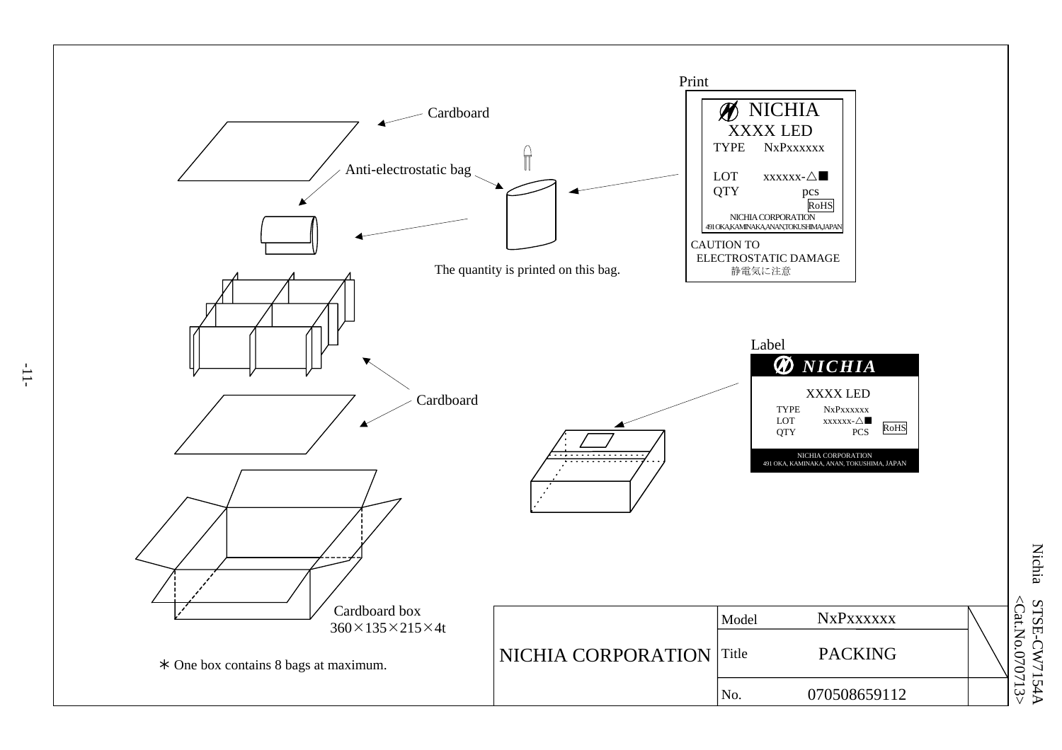Cardboard

Anti-electrostatic bag

The quantity is printed on this bag.

Print

NICHIA
XXXX LED
TYPE NxPxxxxxx

LOT xxxxxx-△■
QTY pcs
RoHS
NICHIA CORPORATION
491 OKA,KAMINAKA,ANAN,TOKUSHIMA,JAPAN

CAUTION TO
ELECTROSTATIC DAMAGE
静電気に注意

Cardboard

Label

*NICHIA*

XXXX LED
TYPE NxPxxxxxx
LOT xxxxxx-△■
QTY PCS RoHS

NICHIA CORPORATION
491 OKA, KAMINAKA, ANAN, TOKUSHIMA, JAPAN

Cardboard box
360×135×215×4t

∗ One box contains 8 bags at maximum.

| NICHIA CORPORATION | Model | NxPxxxxxx |
|---|---|---|
| | Title | PACKING |
| | No. | 070508659112 |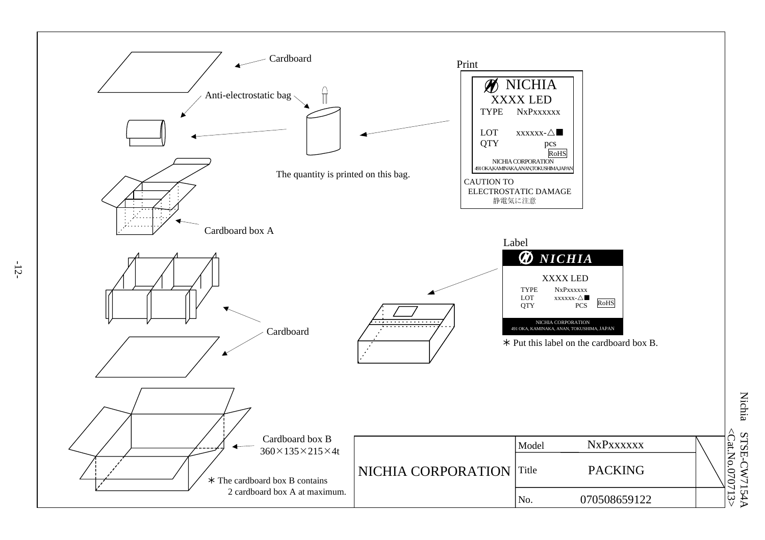Cardboard

Anti-electrostatic bag

The quantity is printed on this bag.

Print

NICHIA
XXXX LED
TYPE NxPxxxxxx

LOT xxxxxx-△■
QTY pcs
RoHS
NICHIA CORPORATION
491 OKA,KAMINAKA,ANAN,TOKUSHIMA,JAPAN

CAUTION TO
ELECTROSTATIC DAMAGE
静電気に注意

Cardboard box A

Label

NICHIA
XXXX LED
TYPE NxPxxxxxx
LOT xxxxxx-△■
QTY PCS
RoHS
NICHIA CORPORATION
491 OKA, KAMINAKA, ANAN, TOKUSHIMA, JAPAN

＊Put this label on the cardboard box B.

Cardboard

Cardboard box B
360×135×215×4t

＊The cardboard box B contains
2 cardboard box A at maximum.

| NICHIA CORPORATION | Model | NxPxxxxxx |
|---|---|---|
| | Title | PACKING |
| | No. | 070508659122 |

Nichia STSE-CW7154A
<Cat.No.070713>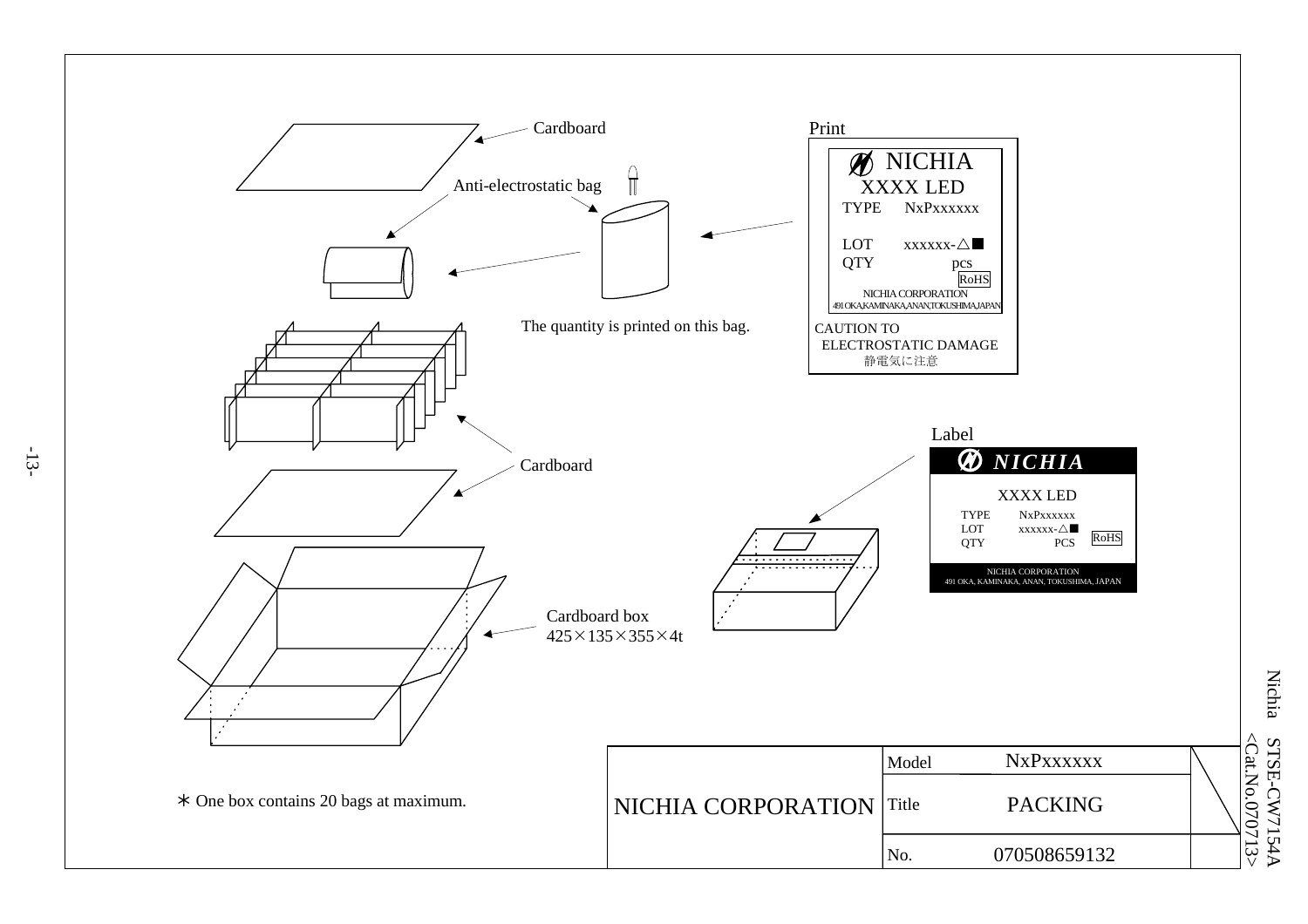Cardboard

Anti-electrostatic bag

The quantity is printed on this bag.

Print

NICHIA
XXXX LED
TYPE NxPxxxxxx

LOT xxxxxx-△■
QTY pcs
RoHS
NICHIA CORPORATION
491 OKA,KAMINAKA,ANAN,TOKUSHIMA,JAPAN

CAUTION TO
ELECTROSTATIC DAMAGE
静電気に注意

Cardboard

Label

NICHIA

XXXX LED
TYPE NxPxxxxxx
LOT xxxxxx-△■
QTY PCS
RoHS

NICHIA CORPORATION
491 OKA, KAMINAKA, ANAN, TOKUSHIMA, JAPAN

Cardboard box
425×135×355×4t

∗ One box contains 20 bags at maximum.

| NICHIA CORPORATION | Model | NxPxxxxxx |
|---|---|---|
| | Title | PACKING |
| | No. | 070508659132 |

Nichia STSE-CW7154A
<Cat.No.070713>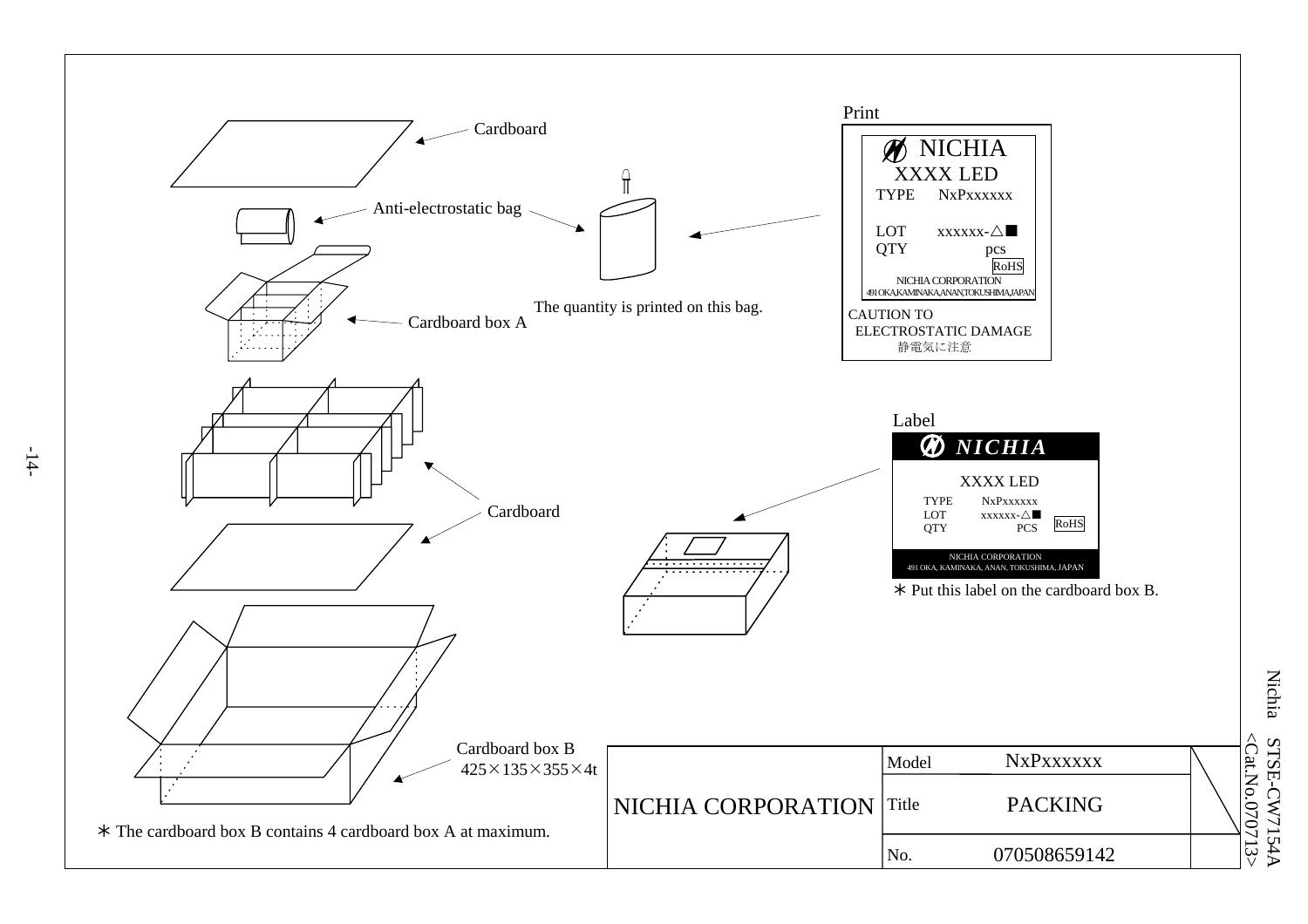Cardboard

Anti-electrostatic bag

Cardboard box A

The quantity is printed on this bag.

Print

NICHIA
XXXX LED
TYPE NxPxxxxxx

LOT xxxxxx-△■
QTY pcs
RoHS
NICHIA CORPORATION
491 OKA,KAMINAKA,ANAN,TOKUSHIMA,JAPAN

CAUTION TO
ELECTROSTATIC DAMAGE
静電気に注意

Label

NICHIA

XXXX LED
TYPE NxPxxxxxx
LOT xxxxxx-△■
QTY PCS
RoHS

NICHIA CORPORATION
491 OKA, KAMINAKA, ANAN, TOKUSHIMA, JAPAN

∗ Put this label on the cardboard box B.

Cardboard

Cardboard box B
425×135×355×4t

∗ The cardboard box B contains 4 cardboard box A at maximum.

| | | |
|---|---|---|
| NICHIA CORPORATION | Model | NxPxxxxxx |
| | Title | PACKING |
| | No. | 070508659142 |